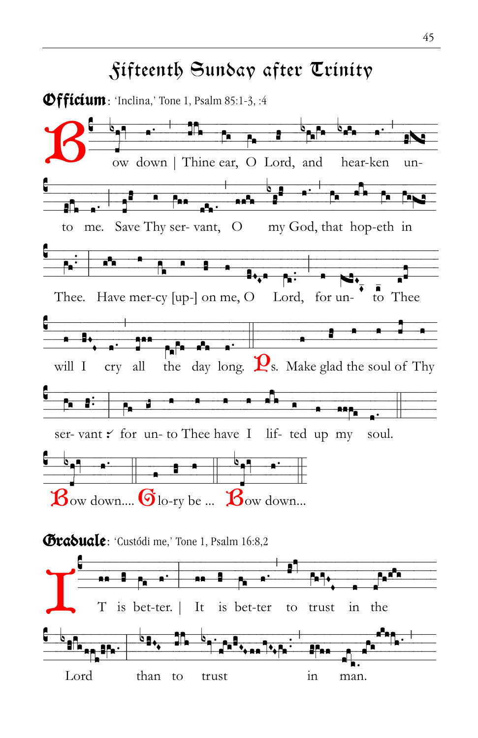# Fifteenth Sunday after Trinity

**Officium**: 'Inclina,' Tone 1, Psalm 85:1-3, :4

Bow down | Thine ear, O Lord, and hear-ken un- to me. Save Thy ser- vant, O my God, that hop-eth in Thee. Have mer-cy [up-] on me, O Lord, for un- to Thee will I cry all the day long. Ps. Make glad the soul of Thy ser- vant ✓ for un- to Thee have I lif- ted up my soul.

Bow down.... Glo-ry be ... Bow down...

**Graduale**: 'Custódi me,' Tone 1, Psalm 16:8,2

It is bet-ter. | It is bet-ter to trust in the Lord than to trust in man.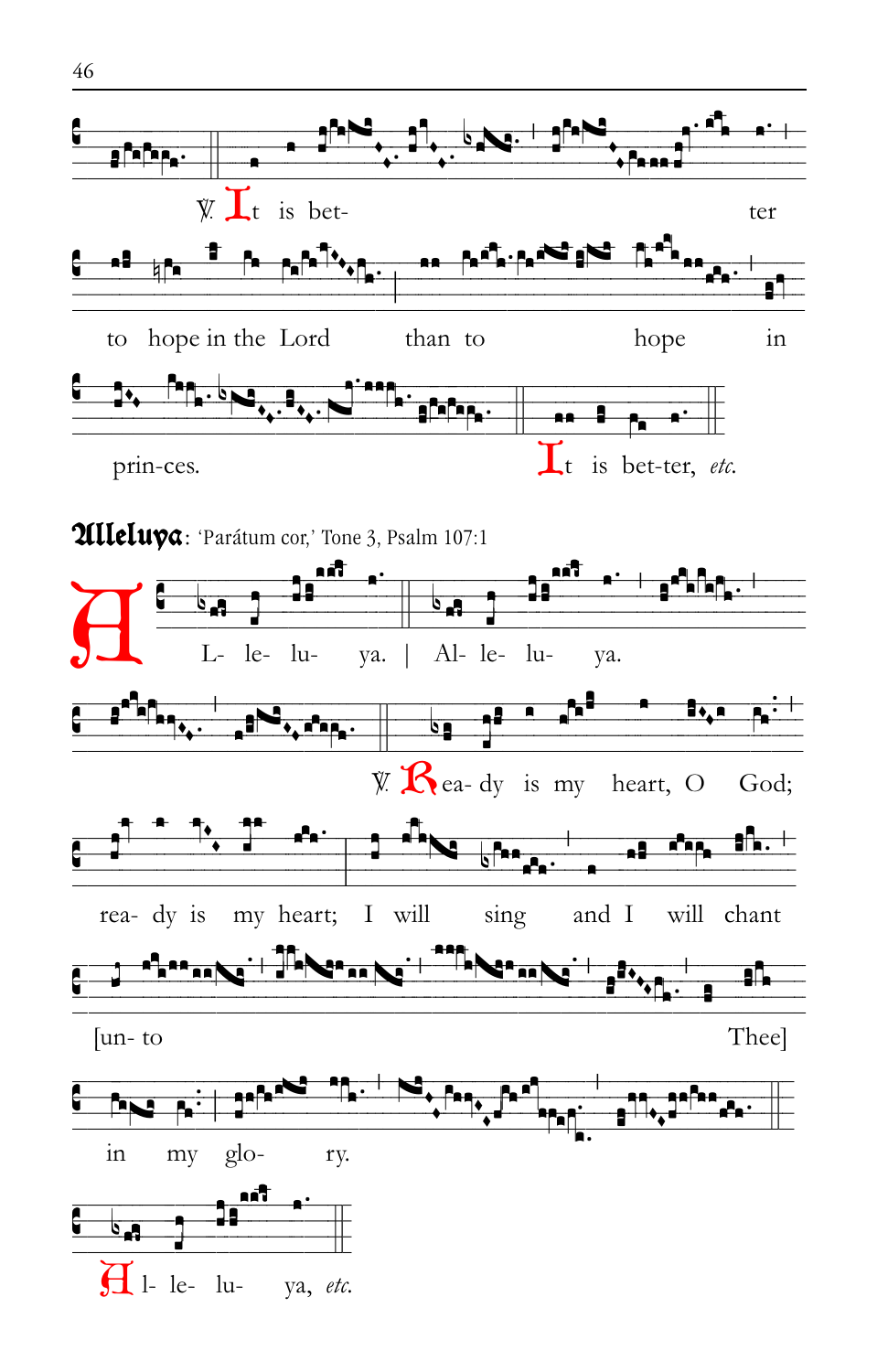℣. It is bet- ter

to hope in the Lord than to hope in

prin-ces. It is bet-ter, *etc.*

**Alleluya**: 'Parátum cor,' Tone 3, Psalm 107:1

A L- le- lu- ya. | Al- le- lu- ya.

℣. Rea- dy is my heart, O God;

rea- dy is my heart; I will sing and I will chant

[un- to Thee]

in my glo- ry.

Al- le- lu- ya, *etc.*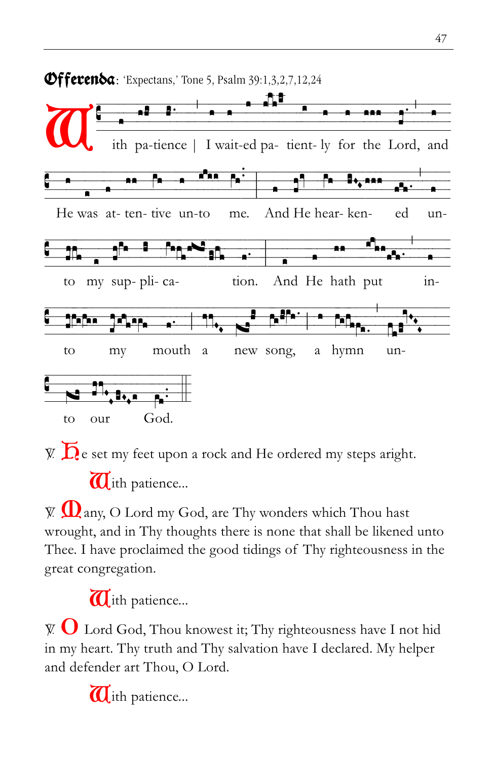**Offerenda**: 'Expectans,' Tone 5, Psalm 39:1,3,2,7,12,24

With pa-tience | I wait-ed pa- tient- ly for the Lord, and He was at- ten- tive un-to me. And He hear- ken- ed un- to my sup- pli- ca- tion. And He hath put in- to my mouth a new song, a hymn un- to our God.

℣. He set my feet upon a rock and He ordered my steps aright.

With patience...

℣. Many, O Lord my God, are Thy wonders which Thou hast wrought, and in Thy thoughts there is none that shall be likened unto Thee. I have proclaimed the good tidings of Thy righteousness in the great congregation.

With patience...

℣. O Lord God, Thou knowest it; Thy righteousness have I not hid in my heart. Thy truth and Thy salvation have I declared. My helper and defender art Thou, O Lord.

With patience...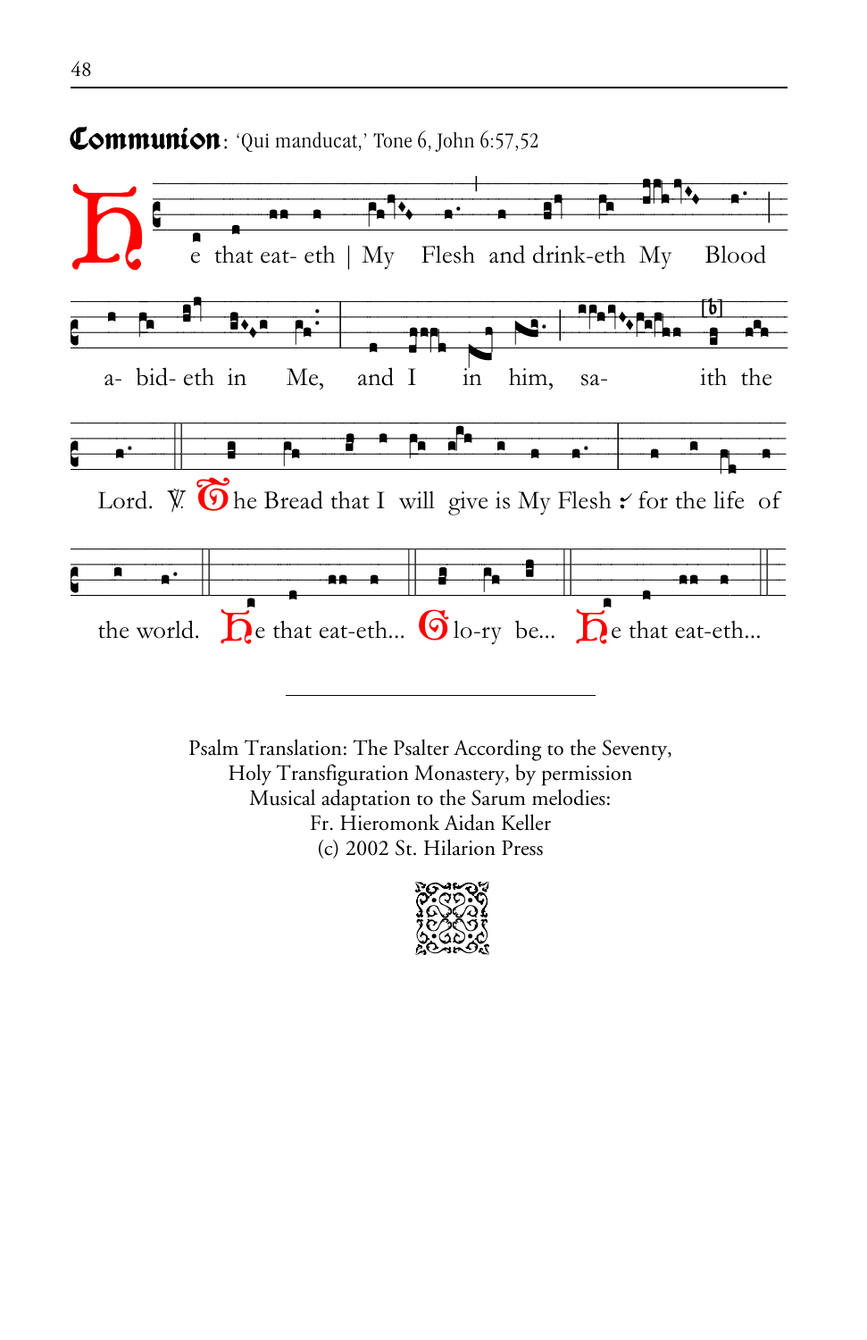**Communion**: 'Qui manducat,' Tone 6, John 6:57,52

He that eat- eth | My Flesh and drink-eth My Blood

a- bid- eth in Me, and I in him, sa- [♭] ith the

Lord. ℣. The Bread that I will give is My Flesh ✓ for the life of

the world. He that eat-eth... Glo-ry be... He that eat-eth...

---

Psalm Translation: The Psalter According to the Seventy,
Holy Transfiguration Monastery, by permission
Musical adaptation to the Sarum melodies:
Fr. Hieromonk Aidan Keller
(c) 2002 St. Hilarion Press